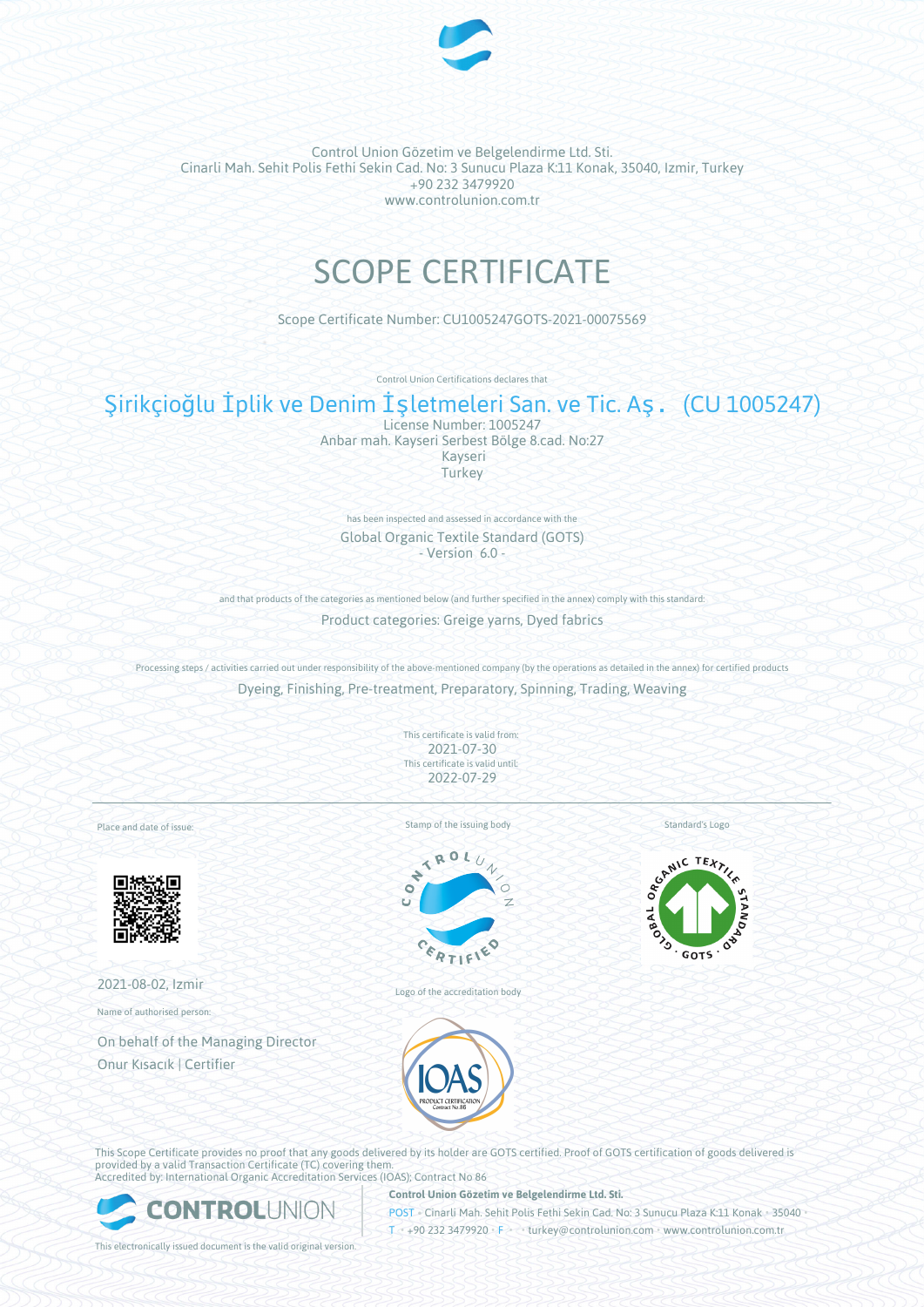Control Union Gözetim ve Belgelendirme Ltd. Sti.
Cinarli Mah. Sehit Polis Fethi Sekin Cad. No: 3 Sunucu Plaza K:11 Konak, 35040, Izmir, Turkey
+90 232 3479920
www.controlunion.com.tr

# SCOPE CERTIFICATE

Scope Certificate Number: CU1005247GOTS-2021-00075569

Control Union Certifications declares that

## Şirikçioğlu İplik ve Denim İşletmeleri San. ve Tic. Aş. (CU 1005247)

License Number: 1005247
Anbar mah. Kayseri Serbest Bölge 8.cad. No:27
Kayseri
Turkey

has been inspected and assessed in accordance with the

Global Organic Textile Standard (GOTS)
- Version 6.0 -

and that products of the categories as mentioned below (and further specified in the annex) comply with this standard:

Product categories: Greige yarns, Dyed fabrics

Processing steps / activities carried out under responsibility of the above-mentioned company (by the operations as detailed in the annex) for certified products

Dyeing, Finishing, Pre-treatment, Preparatory, Spinning, Trading, Weaving

This certificate is valid from:
2021-07-30
This certificate is valid until:
2022-07-29

---

Place and date of issue:

2021-08-02, Izmir

Name of authorised person:

On behalf of the Managing Director
Onur Kısacık | Certifier

Stamp of the issuing body

Logo of the accreditation body

Standard's Logo

This Scope Certificate provides no proof that any goods delivered by its holder are GOTS certified. Proof of GOTS certification of goods delivered is provided by a valid Transaction Certificate (TC) covering them.
Accredited by: International Organic Accreditation Services (IOAS); Contract No 86

**Control Union Gözetim ve Belgelendirme Ltd. Sti.**
POST • Cinarli Mah. Sehit Polis Fethi Sekin Cad. No: 3 Sunucu Plaza K:11 Konak • 35040 •
T • +90 232 3479920 • F • • turkey@controlunion.com • www.controlunion.com.tr

This electronically issued document is the valid original version.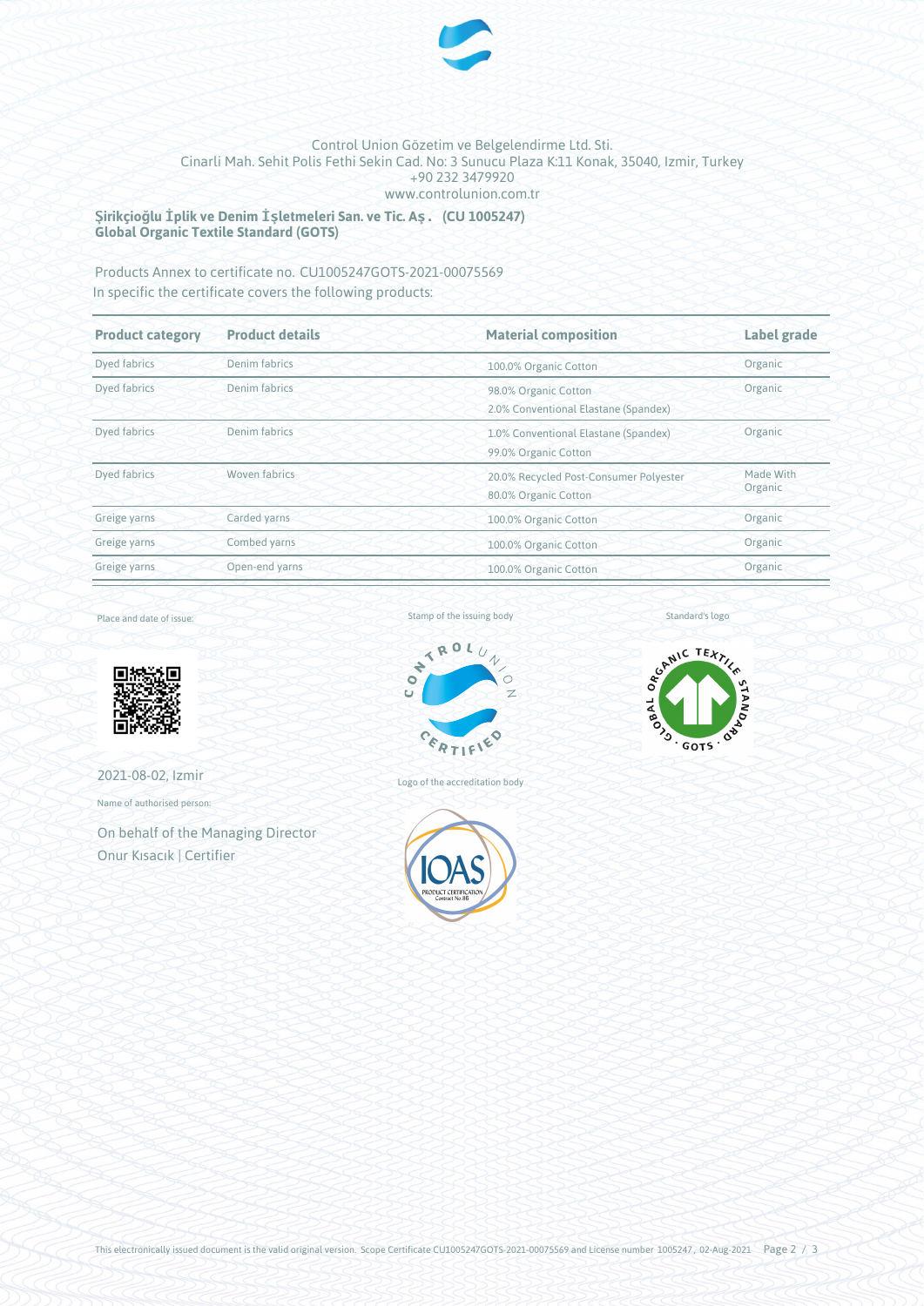Control Union Gözetim ve Belgelendirme Ltd. Sti.
Cinarli Mah. Sehit Polis Fethi Sekin Cad. No: 3 Sunucu Plaza K:11 Konak, 35040, Izmir, Turkey
+90 232 3479920
www.controlunion.com.tr

**Şirikçioğlu İplik ve Denim İşletmeleri San. ve Tic. Aş . (CU 1005247)**
**Global Organic Textile Standard (GOTS)**

Products Annex to certificate no. CU1005247GOTS-2021-00075569
In specific the certificate covers the following products:

| Product category | Product details | Material composition | Label grade |
|---|---|---|---|
| Dyed fabrics | Denim fabrics | 100.0% Organic Cotton | Organic |
| Dyed fabrics | Denim fabrics | 98.0% Organic Cotton<br>2.0% Conventional Elastane (Spandex) | Organic |
| Dyed fabrics | Denim fabrics | 1.0% Conventional Elastane (Spandex)<br>99.0% Organic Cotton | Organic |
| Dyed fabrics | Woven fabrics | 20.0% Recycled Post-Consumer Polyester<br>80.0% Organic Cotton | Made With Organic |
| Greige yarns | Carded yarns | 100.0% Organic Cotton | Organic |
| Greige yarns | Combed yarns | 100.0% Organic Cotton | Organic |
| Greige yarns | Open-end yarns | 100.0% Organic Cotton | Organic |

Place and date of issue:

2021-08-02, Izmir

Name of authorised person:

On behalf of the Managing Director
Onur Kısacık | Certifier

Stamp of the issuing body

Logo of the accreditation body

Standard's logo

This electronically issued document is the valid original version. Scope Certificate CU1005247GOTS-2021-00075569 and License number 1005247, 02-Aug-2021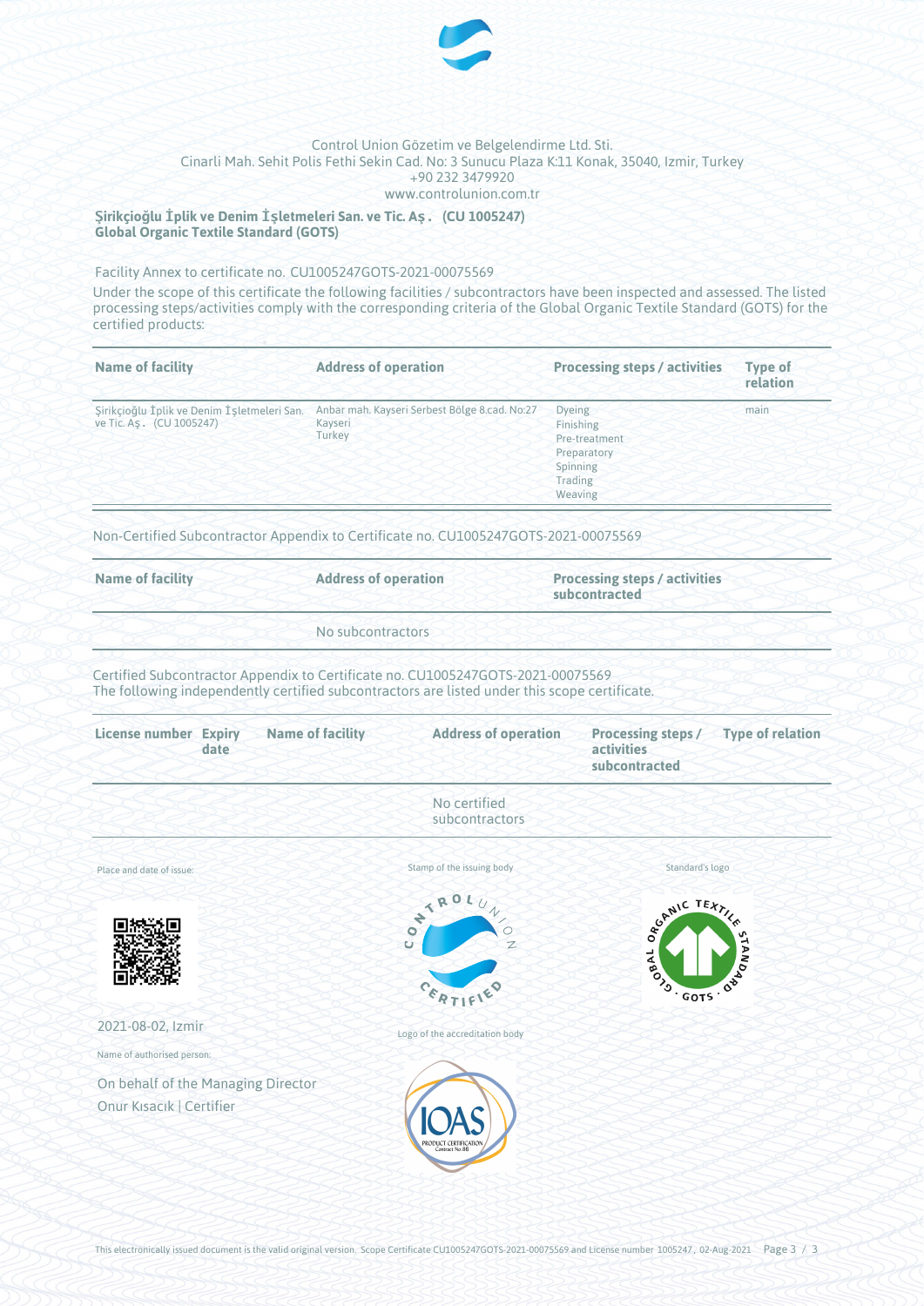Control Union Gözetim ve Belgelendirme Ltd. Sti.
Cinarli Mah. Sehit Polis Fethi Sekin Cad. No: 3 Sunucu Plaza K:11 Konak, 35040, Izmir, Turkey
+90 232 3479920
www.controlunion.com.tr

**Şirikçioğlu İplik ve Denim İşletmeleri San. ve Tic. Aş. (CU 1005247)**
**Global Organic Textile Standard (GOTS)**

Facility Annex to certificate no. CU1005247GOTS-2021-00075569

Under the scope of this certificate the following facilities / subcontractors have been inspected and assessed. The listed processing steps/activities comply with the corresponding criteria of the Global Organic Textile Standard (GOTS) for the certified products:

| Name of facility | Address of operation | Processing steps / activities | Type of relation |
|---|---|---|---|
| Şirikçioğlu İplik ve Denim İşletmeleri San. ve Tic. Aş. (CU 1005247) | Anbar mah. Kayseri Serbest Bölge 8.cad. No:27<br>Kayseri<br>Turkey | Dyeing<br>Finishing<br>Pre-treatment<br>Preparatory<br>Spinning<br>Trading<br>Weaving | main |

Non-Certified Subcontractor Appendix to Certificate no. CU1005247GOTS-2021-00075569

| Name of facility | Address of operation | Processing steps / activities subcontracted |
|---|---|---|
| | No subcontractors | |

Certified Subcontractor Appendix to Certificate no. CU1005247GOTS-2021-00075569
The following independently certified subcontractors are listed under this scope certificate.

| License number | Expiry date | Name of facility | Address of operation | Processing steps / activities subcontracted | Type of relation |
|---|---|---|---|---|---|
| | | | No certified subcontractors | | |

Place and date of issue:

2021-08-02, Izmir

Name of authorised person:

On behalf of the Managing Director
Onur Kısacık | Certifier

Stamp of the issuing body

Logo of the accreditation body

Standard's logo

This electronically issued document is the valid original version. Scope Certificate CU1005247GOTS-2021-00075569 and License number 1005247, 02-Aug-2021